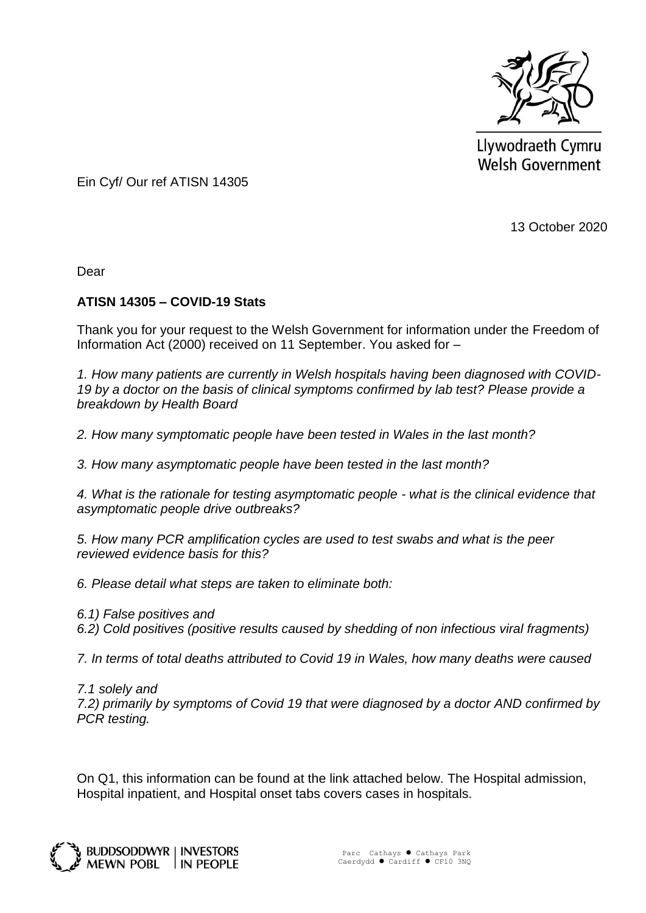Llywodraeth Cymru
Welsh Government

Ein Cyf/ Our ref ATISN 14305

13 October 2020

Dear

**ATISN 14305 – COVID-19 Stats**

Thank you for your request to the Welsh Government for information under the Freedom of Information Act (2000) received on 11 September. You asked for –

*1. How many patients are currently in Welsh hospitals having been diagnosed with COVID-19 by a doctor on the basis of clinical symptoms confirmed by lab test? Please provide a breakdown by Health Board*

*2. How many symptomatic people have been tested in Wales in the last month?*

*3. How many asymptomatic people have been tested in the last month?*

*4. What is the rationale for testing asymptomatic people - what is the clinical evidence that asymptomatic people drive outbreaks?*

*5. How many PCR amplification cycles are used to test swabs and what is the peer reviewed evidence basis for this?*

*6. Please detail what steps are taken to eliminate both:*

*6.1) False positives and*
*6.2) Cold positives (positive results caused by shedding of non infectious viral fragments)*

*7. In terms of total deaths attributed to Covid 19 in Wales, how many deaths were caused*

*7.1 solely and*
*7.2) primarily by symptoms of Covid 19 that were diagnosed by a doctor AND confirmed by PCR testing.*

On Q1, this information can be found at the link attached below. The Hospital admission, Hospital inpatient, and Hospital onset tabs covers cases in hospitals.

BUDDSODDWYR MEWN POBL | INVESTORS IN PEOPLE

Parc Cathays ● Cathays Park
Caerdydd ● Cardiff ● CF10 3NQ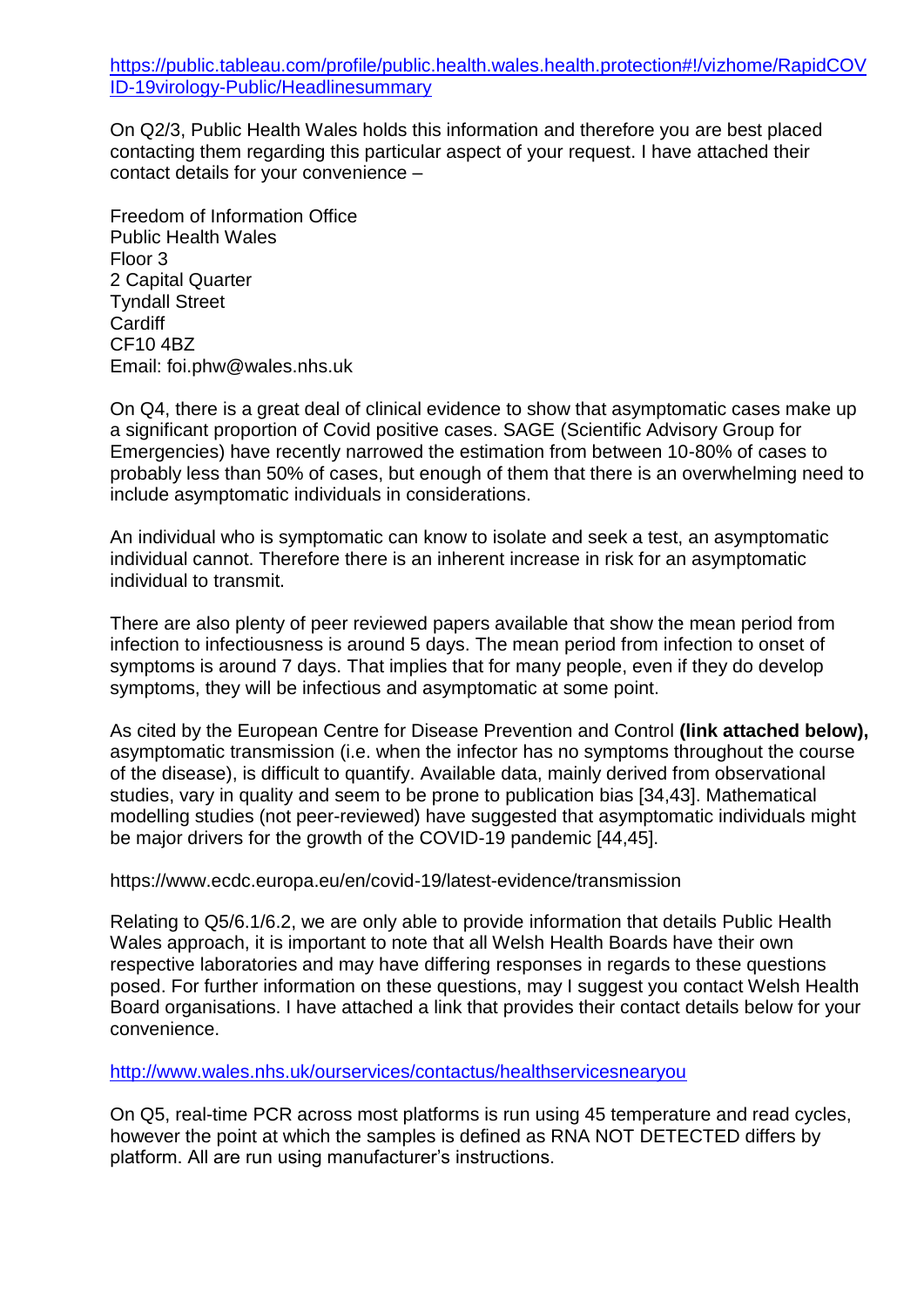[https://public.tableau.com/profile/public.health.wales.health.protection#!/vizhome/RapidCOVID-19virology-Public/Headlinesummary](https://public.tableau.com/profile/public.health.wales.health.protection#!/vizhome/RapidCOVID-19virology-Public/Headlinesummary)

On Q2/3, Public Health Wales holds this information and therefore you are best placed contacting them regarding this particular aspect of your request. I have attached their contact details for your convenience –

Freedom of Information Office
Public Health Wales
Floor 3
2 Capital Quarter
Tyndall Street
Cardiff
CF10 4BZ
Email: foi.phw@wales.nhs.uk

On Q4, there is a great deal of clinical evidence to show that asymptomatic cases make up a significant proportion of Covid positive cases. SAGE (Scientific Advisory Group for Emergencies) have recently narrowed the estimation from between 10-80% of cases to probably less than 50% of cases, but enough of them that there is an overwhelming need to include asymptomatic individuals in considerations.

An individual who is symptomatic can know to isolate and seek a test, an asymptomatic individual cannot. Therefore there is an inherent increase in risk for an asymptomatic individual to transmit.

There are also plenty of peer reviewed papers available that show the mean period from infection to infectiousness is around 5 days. The mean period from infection to onset of symptoms is around 7 days. That implies that for many people, even if they do develop symptoms, they will be infectious and asymptomatic at some point.

As cited by the European Centre for Disease Prevention and Control **(link attached below),** asymptomatic transmission (i.e. when the infector has no symptoms throughout the course of the disease), is difficult to quantify. Available data, mainly derived from observational studies, vary in quality and seem to be prone to publication bias [34,43]. Mathematical modelling studies (not peer-reviewed) have suggested that asymptomatic individuals might be major drivers for the growth of the COVID-19 pandemic [44,45].

https://www.ecdc.europa.eu/en/covid-19/latest-evidence/transmission

Relating to Q5/6.1/6.2, we are only able to provide information that details Public Health Wales approach, it is important to note that all Welsh Health Boards have their own respective laboratories and may have differing responses in regards to these questions posed. For further information on these questions, may I suggest you contact Welsh Health Board organisations. I have attached a link that provides their contact details below for your convenience.

[http://www.wales.nhs.uk/ourservices/contactus/healthservicesnearyou](http://www.wales.nhs.uk/ourservices/contactus/healthservicesnearyou)

On Q5, real-time PCR across most platforms is run using 45 temperature and read cycles, however the point at which the samples is defined as RNA NOT DETECTED differs by platform. All are run using manufacturer's instructions.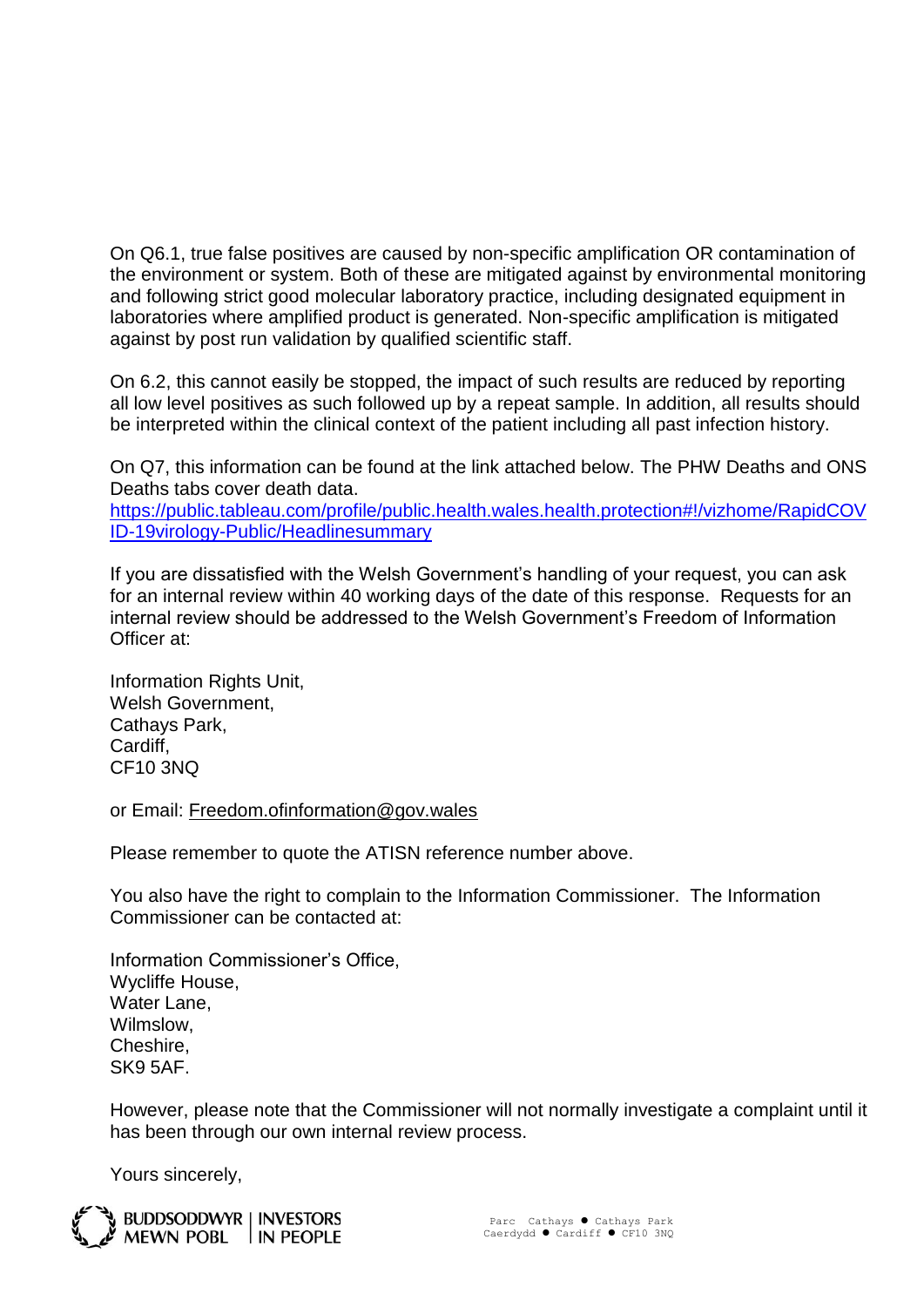On Q6.1, true false positives are caused by non-specific amplification OR contamination of the environment or system. Both of these are mitigated against by environmental monitoring and following strict good molecular laboratory practice, including designated equipment in laboratories where amplified product is generated. Non-specific amplification is mitigated against by post run validation by qualified scientific staff.

On 6.2, this cannot easily be stopped, the impact of such results are reduced by reporting all low level positives as such followed up by a repeat sample. In addition, all results should be interpreted within the clinical context of the patient including all past infection history.

On Q7, this information can be found at the link attached below. The PHW Deaths and ONS Deaths tabs cover death data.
https://public.tableau.com/profile/public.health.wales.health.protection#!/vizhome/RapidCOVID-19virology-Public/Headlinesummary

If you are dissatisfied with the Welsh Government's handling of your request, you can ask for an internal review within 40 working days of the date of this response. Requests for an internal review should be addressed to the Welsh Government's Freedom of Information Officer at:

Information Rights Unit,
Welsh Government,
Cathays Park,
Cardiff,
CF10 3NQ

or Email: Freedom.ofinformation@gov.wales

Please remember to quote the ATISN reference number above.

You also have the right to complain to the Information Commissioner. The Information Commissioner can be contacted at:

Information Commissioner's Office,
Wycliffe House,
Water Lane,
Wilmslow,
Cheshire,
SK9 5AF.

However, please note that the Commissioner will not normally investigate a complaint until it has been through our own internal review process.

Yours sincerely,